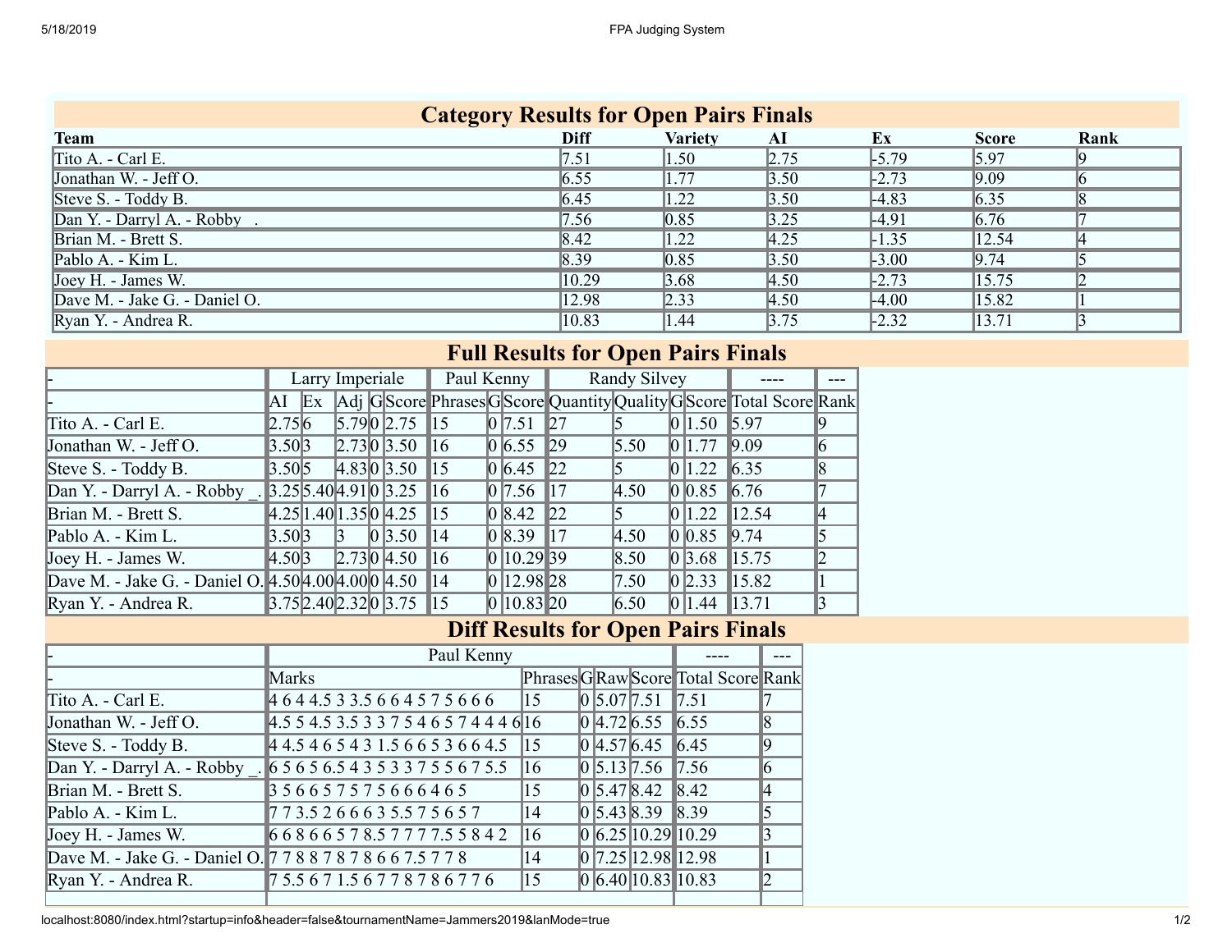## Category Results for Open Pairs Finals

| Team | Diff | Variety | AI | Ex | Score | Rank |
|---|---|---|---|---|---|---|
| Tito A. - Carl E. | 7.51 | 1.50 | 2.75 | -5.79 | 5.97 | 9 |
| Jonathan W. - Jeff O. | 6.55 | 1.77 | 3.50 | -2.73 | 9.09 | 6 |
| Steve S. - Toddy B. | 6.45 | 1.22 | 3.50 | -4.83 | 6.35 | 8 |
| Dan Y. - Darryl A. - Robby . | 7.56 | 0.85 | 3.25 | -4.91 | 6.76 | 7 |
| Brian M. - Brett S. | 8.42 | 1.22 | 4.25 | -1.35 | 12.54 | 4 |
| Pablo A. - Kim L. | 8.39 | 0.85 | 3.50 | -3.00 | 9.74 | 5 |
| Joey H. - James W. | 10.29 | 3.68 | 4.50 | -2.73 | 15.75 | 2 |
| Dave M. - Jake G. - Daniel O. | 12.98 | 2.33 | 4.50 | -4.00 | 15.82 | 1 |
| Ryan Y. - Andrea R. | 10.83 | 1.44 | 3.75 | -2.32 | 13.71 | 3 |

## Full Results for Open Pairs Finals

| - | Larry Imperiale | | | | | Paul Kenny | | | Randy Silvey | | | | ---- | --- |
|---|---|---|---|---|---|---|---|---|---|---|---|---|---|---|
| - | AI | Ex | Adj | G | Score | Phrases | G | Score | Quantity | Quality | G | Score | Total Score | Rank |
| Tito A. - Carl E. | 2.75 | 6 | 5.79 | 0 | 2.75 | 15 | 0 | 7.51 | 27 | 5 | 0 | 1.50 | 5.97 | 9 |
| Jonathan W. - Jeff O. | 3.50 | 3 | 2.73 | 0 | 3.50 | 16 | 0 | 6.55 | 29 | 5.50 | 0 | 1.77 | 9.09 | 6 |
| Steve S. - Toddy B. | 3.50 | 5 | 4.83 | 0 | 3.50 | 15 | 0 | 6.45 | 22 | 5 | 0 | 1.22 | 6.35 | 8 |
| Dan Y. - Darryl A. - Robby _. | 3.25 | 5.40 | 4.91 | 0 | 3.25 | 16 | 0 | 7.56 | 17 | 4.50 | 0 | 0.85 | 6.76 | 7 |
| Brian M. - Brett S. | 4.25 | 1.40 | 1.35 | 0 | 4.25 | 15 | 0 | 8.42 | 22 | 5 | 0 | 1.22 | 12.54 | 4 |
| Pablo A. - Kim L. | 3.50 | 3 | 3 | 0 | 3.50 | 14 | 0 | 8.39 | 17 | 4.50 | 0 | 0.85 | 9.74 | 5 |
| Joey H. - James W. | 4.50 | 3 | 2.73 | 0 | 4.50 | 16 | 0 | 10.29 | 39 | 8.50 | 0 | 3.68 | 15.75 | 2 |
| Dave M. - Jake G. - Daniel O. | 4.50 | 4.00 | 4.00 | 0 | 4.50 | 14 | 0 | 12.98 | 28 | 7.50 | 0 | 2.33 | 15.82 | 1 |
| Ryan Y. - Andrea R. | 3.75 | 2.40 | 2.32 | 0 | 3.75 | 15 | 0 | 10.83 | 20 | 6.50 | 0 | 1.44 | 13.71 | 3 |

## Diff Results for Open Pairs Finals

| - | Paul Kenny | | | | | ---- | --- |
|---|---|---|---|---|---|---|---|
| - | Marks | Phrases | G | Raw | Score | Total Score | Rank |
| Tito A. - Carl E. | 4 6 4 4.5 3 3.5 6 6 4 5 7 5 6 6 6 | 15 | 0 | 5.07 | 7.51 | 7.51 | 7 |
| Jonathan W. - Jeff O. | 4.5 5 4.5 3.5 3 3 7 5 4 6 5 7 4 4 4 6 | 16 | 0 | 4.72 | 6.55 | 6.55 | 8 |
| Steve S. - Toddy B. | 4 4.5 4 6 5 4 3 1.5 6 6 5 3 6 6 4.5 | 15 | 0 | 4.57 | 6.45 | 6.45 | 9 |
| Dan Y. - Darryl A. - Robby _. | 6 5 6 5 6.5 4 3 5 3 3 7 5 5 6 7 5.5 | 16 | 0 | 5.13 | 7.56 | 7.56 | 6 |
| Brian M. - Brett S. | 3 5 6 6 5 7 5 7 5 6 6 6 4 6 5 | 15 | 0 | 5.47 | 8.42 | 8.42 | 4 |
| Pablo A. - Kim L. | 7 7 3.5 2 6 6 6 3 5.5 7 5 6 5 7 | 14 | 0 | 5.43 | 8.39 | 8.39 | 5 |
| Joey H. - James W. | 6 6 8 6 6 5 7 8.5 7 7 7 7.5 5 8 4 2 | 16 | 0 | 6.25 | 10.29 | 10.29 | 3 |
| Dave M. - Jake G. - Daniel O. | 7 7 8 8 7 8 7 8 6 6 7.5 7 7 8 | 14 | 0 | 7.25 | 12.98 | 12.98 | 1 |
| Ryan Y. - Andrea R. | 7 5.5 6 7 1.5 6 7 7 8 7 8 6 7 7 6 | 15 | 0 | 6.40 | 10.83 | 10.83 | 2 |
| | | | | | | | |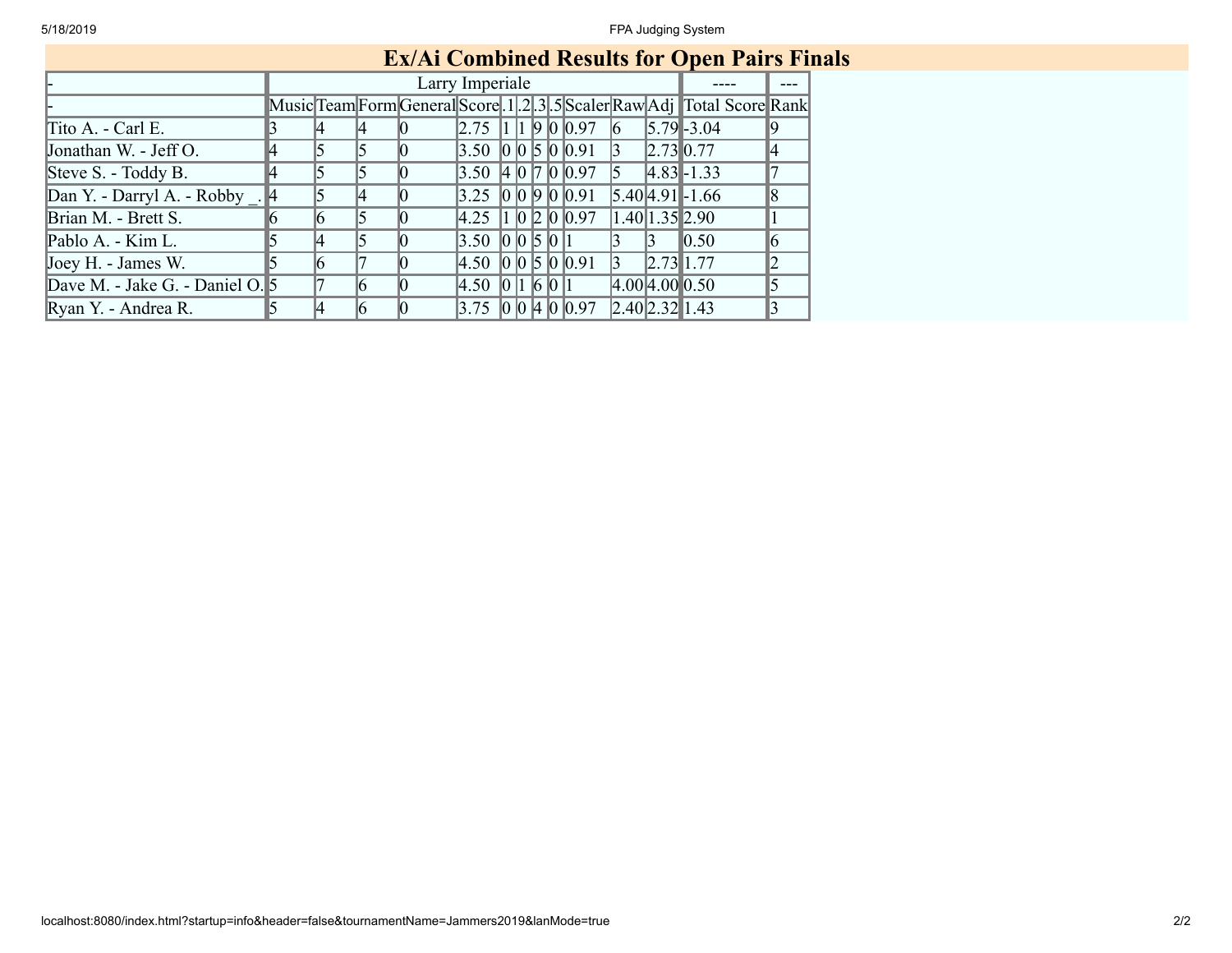# Ex/Ai Combined Results for Open Pairs Finals

| - | Larry Imperiale | | | | | | | | | | | | ---- | --- |
|---|---|---|---|---|---|---|---|---|---|---|---|---|---|---|
| - | Music | Team | Form | General | Score | .1 | .2 | .3 | .5 | Scaler | Raw | Adj | Total Score | Rank |
| Tito A. - Carl E. | 3 | 4 | 4 | 0 | 2.75 | 1 | 1 | 9 | 0 | 0.97 | 6 | 5.79 | -3.04 | 9 |
| Jonathan W. - Jeff O. | 4 | 5 | 5 | 0 | 3.50 | 0 | 0 | 5 | 0 | 0.91 | 3 | 2.73 | 0.77 | 4 |
| Steve S. - Toddy B. | 4 | 5 | 5 | 0 | 3.50 | 4 | 0 | 7 | 0 | 0.97 | 5 | 4.83 | -1.33 | 7 |
| Dan Y. - Darryl A. - Robby _. | 4 | 5 | 4 | 0 | 3.25 | 0 | 0 | 9 | 0 | 0.91 | 5.40 | 4.91 | -1.66 | 8 |
| Brian M. - Brett S. | 6 | 6 | 5 | 0 | 4.25 | 1 | 0 | 2 | 0 | 0.97 | 1.40 | 1.35 | 2.90 | 1 |
| Pablo A. - Kim L. | 5 | 4 | 5 | 0 | 3.50 | 0 | 0 | 5 | 0 | 1 | 3 | 3 | 0.50 | 6 |
| Joey H. - James W. | 5 | 6 | 7 | 0 | 4.50 | 0 | 0 | 5 | 0 | 0.91 | 3 | 2.73 | 1.77 | 2 |
| Dave M. - Jake G. - Daniel O. | 5 | 7 | 6 | 0 | 4.50 | 0 | 1 | 6 | 0 | 1 | 4.00 | 4.00 | 0.50 | 5 |
| Ryan Y. - Andrea R. | 5 | 4 | 6 | 0 | 3.75 | 0 | 0 | 4 | 0 | 0.97 | 2.40 | 2.32 | 1.43 | 3 |